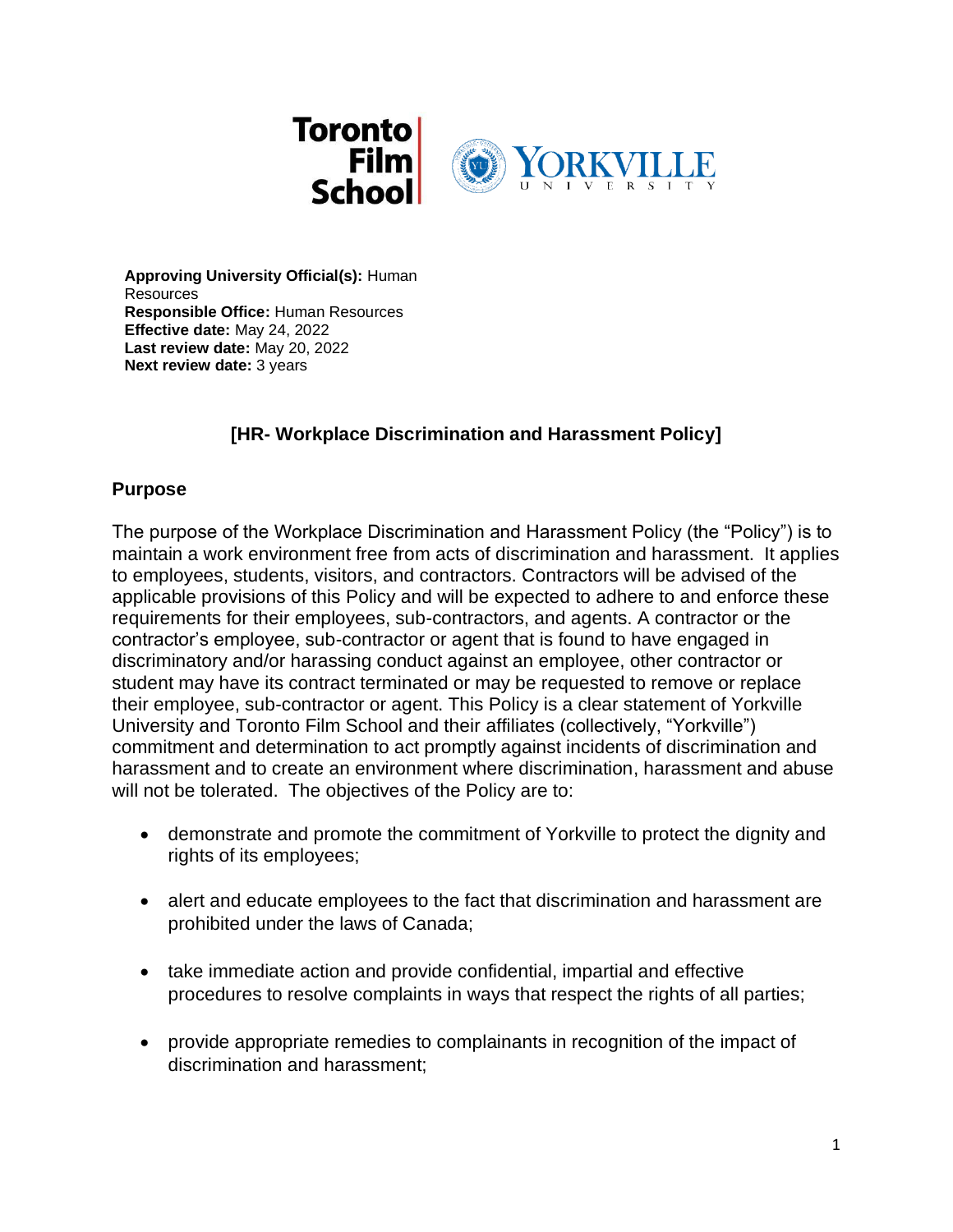**Approving University Official(s):** Human Resources
**Responsible Office:** Human Resources
**Effective date:** May 24, 2022
**Last review date:** May 20, 2022
**Next review date:** 3 years

# [HR- Workplace Discrimination and Harassment Policy]

## Purpose

The purpose of the Workplace Discrimination and Harassment Policy (the "Policy") is to maintain a work environment free from acts of discrimination and harassment. It applies to employees, students, visitors, and contractors. Contractors will be advised of the applicable provisions of this Policy and will be expected to adhere to and enforce these requirements for their employees, sub-contractors, and agents. A contractor or the contractor's employee, sub-contractor or agent that is found to have engaged in discriminatory and/or harassing conduct against an employee, other contractor or student may have its contract terminated or may be requested to remove or replace their employee, sub-contractor or agent. This Policy is a clear statement of Yorkville University and Toronto Film School and their affiliates (collectively, "Yorkville") commitment and determination to act promptly against incidents of discrimination and harassment and to create an environment where discrimination, harassment and abuse will not be tolerated. The objectives of the Policy are to:

- demonstrate and promote the commitment of Yorkville to protect the dignity and rights of its employees;
- alert and educate employees to the fact that discrimination and harassment are prohibited under the laws of Canada;
- take immediate action and provide confidential, impartial and effective procedures to resolve complaints in ways that respect the rights of all parties;
- provide appropriate remedies to complainants in recognition of the impact of discrimination and harassment;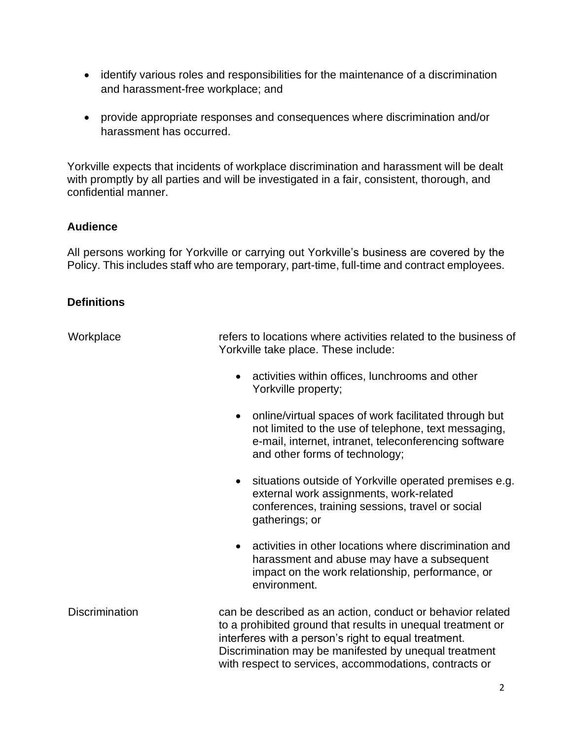- identify various roles and responsibilities for the maintenance of a discrimination and harassment-free workplace; and

- provide appropriate responses and consequences where discrimination and/or harassment has occurred.

Yorkville expects that incidents of workplace discrimination and harassment will be dealt with promptly by all parties and will be investigated in a fair, consistent, thorough, and confidential manner.

**Audience**

All persons working for Yorkville or carrying out Yorkville's business are covered by the Policy. This includes staff who are temporary, part-time, full-time and contract employees.

**Definitions**

**Workplace** refers to locations where activities related to the business of Yorkville take place. These include:

- activities within offices, lunchrooms and other Yorkville property;

- online/virtual spaces of work facilitated through but not limited to the use of telephone, text messaging, e-mail, internet, intranet, teleconferencing software and other forms of technology;

- situations outside of Yorkville operated premises e.g. external work assignments, work-related conferences, training sessions, travel or social gatherings; or

- activities in other locations where discrimination and harassment and abuse may have a subsequent impact on the work relationship, performance, or environment.

**Discrimination** can be described as an action, conduct or behavior related to a prohibited ground that results in unequal treatment or interferes with a person's right to equal treatment. Discrimination may be manifested by unequal treatment with respect to services, accommodations, contracts or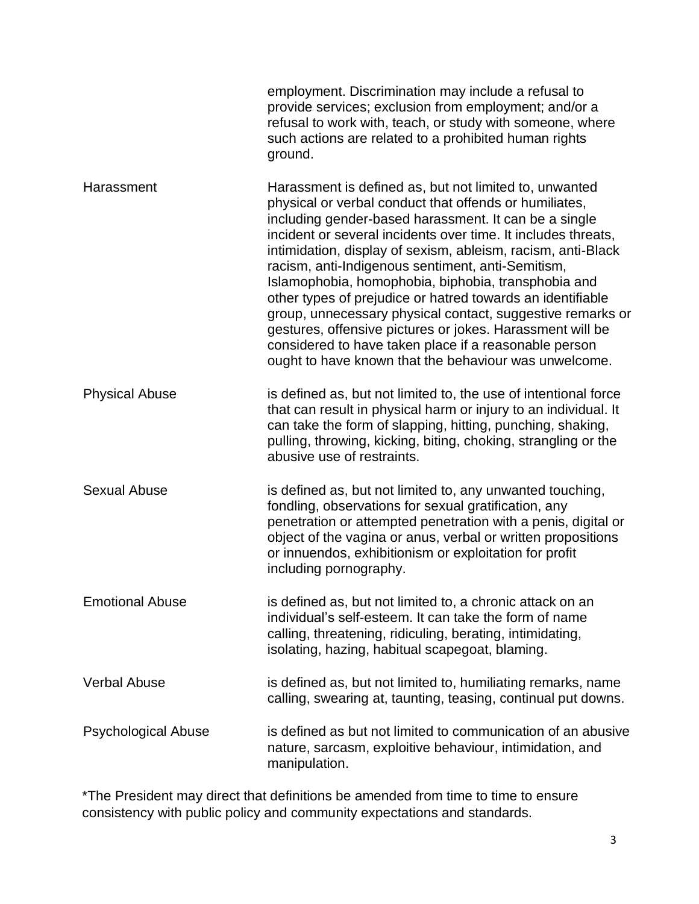| | |
|---|---|
| | employment. Discrimination may include a refusal to provide services; exclusion from employment; and/or a refusal to work with, teach, or study with someone, where such actions are related to a prohibited human rights ground. |
| Harassment | Harassment is defined as, but not limited to, unwanted physical or verbal conduct that offends or humiliates, including gender-based harassment. It can be a single incident or several incidents over time. It includes threats, intimidation, display of sexism, ableism, racism, anti-Black racism, anti-Indigenous sentiment, anti-Semitism, Islamophobia, homophobia, biphobia, transphobia and other types of prejudice or hatred towards an identifiable group, unnecessary physical contact, suggestive remarks or gestures, offensive pictures or jokes. Harassment will be considered to have taken place if a reasonable person ought to have known that the behaviour was unwelcome. |
| Physical Abuse | is defined as, but not limited to, the use of intentional force that can result in physical harm or injury to an individual. It can take the form of slapping, hitting, punching, shaking, pulling, throwing, kicking, biting, choking, strangling or the abusive use of restraints. |
| Sexual Abuse | is defined as, but not limited to, any unwanted touching, fondling, observations for sexual gratification, any penetration or attempted penetration with a penis, digital or object of the vagina or anus, verbal or written propositions or innuendos, exhibitionism or exploitation for profit including pornography. |
| Emotional Abuse | is defined as, but not limited to, a chronic attack on an individual's self-esteem. It can take the form of name calling, threatening, ridiculing, berating, intimidating, isolating, hazing, habitual scapegoat, blaming. |
| Verbal Abuse | is defined as, but not limited to, humiliating remarks, name calling, swearing at, taunting, teasing, continual put downs. |
| Psychological Abuse | is defined as but not limited to communication of an abusive nature, sarcasm, exploitive behaviour, intimidation, and manipulation. |

*The President may direct that definitions be amended from time to time to ensure consistency with public policy and community expectations and standards.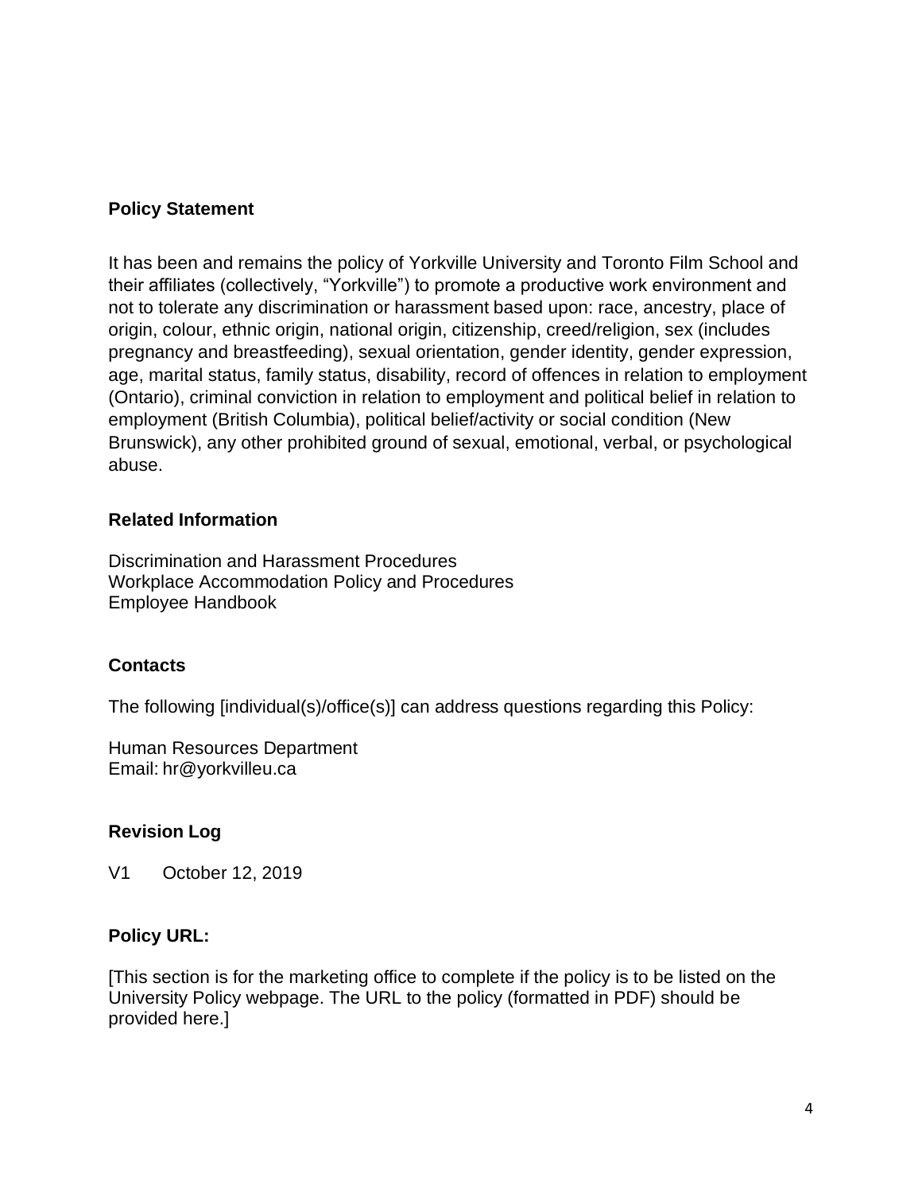## Policy Statement

It has been and remains the policy of Yorkville University and Toronto Film School and their affiliates (collectively, "Yorkville") to promote a productive work environment and not to tolerate any discrimination or harassment based upon: race, ancestry, place of origin, colour, ethnic origin, national origin, citizenship, creed/religion, sex (includes pregnancy and breastfeeding), sexual orientation, gender identity, gender expression, age, marital status, family status, disability, record of offences in relation to employment (Ontario), criminal conviction in relation to employment and political belief in relation to employment (British Columbia), political belief/activity or social condition (New Brunswick), any other prohibited ground of sexual, emotional, verbal, or psychological abuse.

## Related Information

Discrimination and Harassment Procedures
Workplace Accommodation Policy and Procedures
Employee Handbook

## Contacts

The following [individual(s)/office(s)] can address questions regarding this Policy:

Human Resources Department
Email: hr@yorkvilleu.ca

## Revision Log

V1 October 12, 2019

## Policy URL:

[This section is for the marketing office to complete if the policy is to be listed on the University Policy webpage. The URL to the policy (formatted in PDF) should be provided here.]